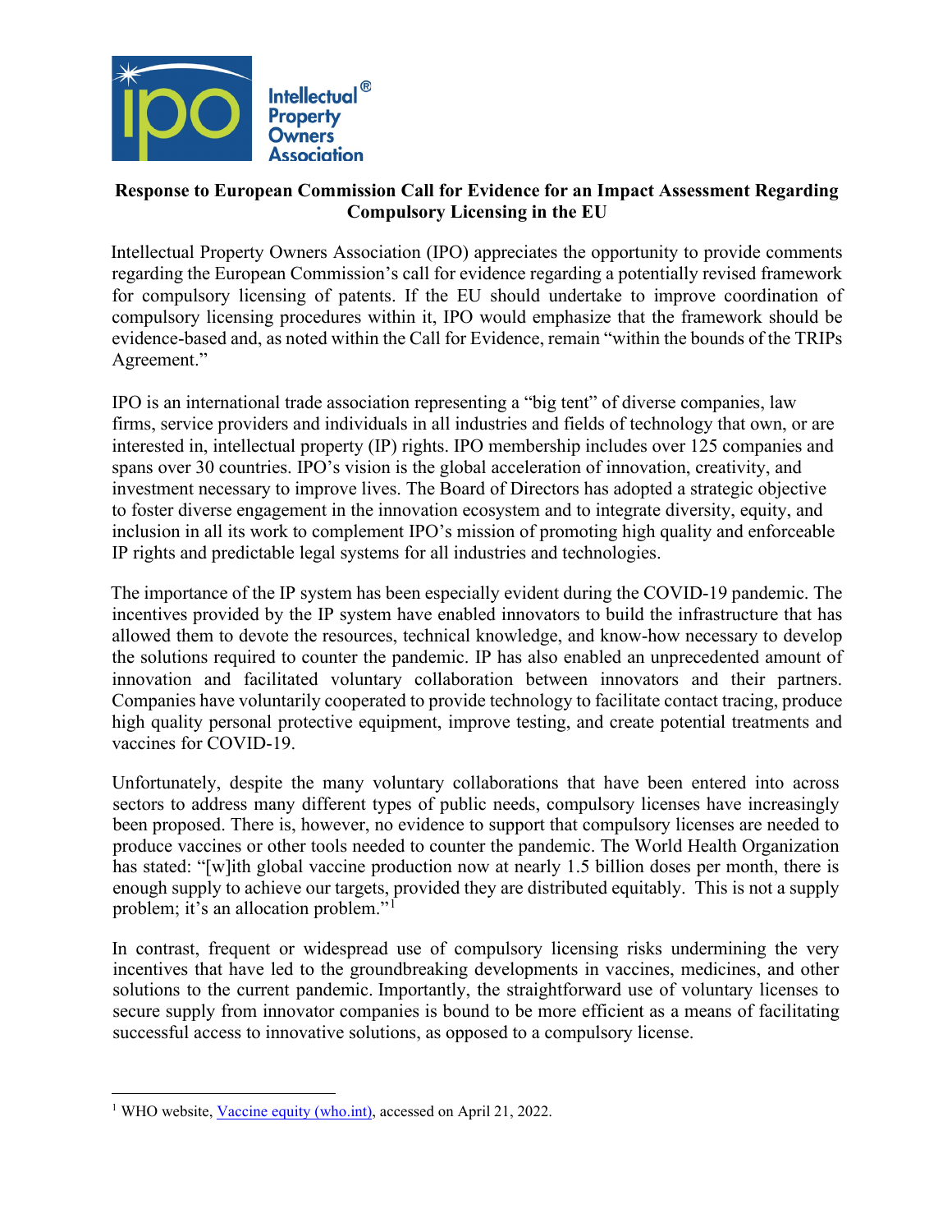Intellectual® Property Owners Association

**Response to European Commission Call for Evidence for an Impact Assessment Regarding Compulsory Licensing in the EU**

Intellectual Property Owners Association (IPO) appreciates the opportunity to provide comments regarding the European Commission's call for evidence regarding a potentially revised framework for compulsory licensing of patents. If the EU should undertake to improve coordination of compulsory licensing procedures within it, IPO would emphasize that the framework should be evidence-based and, as noted within the Call for Evidence, remain "within the bounds of the TRIPs Agreement."

IPO is an international trade association representing a "big tent" of diverse companies, law firms, service providers and individuals in all industries and fields of technology that own, or are interested in, intellectual property (IP) rights. IPO membership includes over 125 companies and spans over 30 countries. IPO's vision is the global acceleration of innovation, creativity, and investment necessary to improve lives. The Board of Directors has adopted a strategic objective to foster diverse engagement in the innovation ecosystem and to integrate diversity, equity, and inclusion in all its work to complement IPO's mission of promoting high quality and enforceable IP rights and predictable legal systems for all industries and technologies.

The importance of the IP system has been especially evident during the COVID-19 pandemic. The incentives provided by the IP system have enabled innovators to build the infrastructure that has allowed them to devote the resources, technical knowledge, and know-how necessary to develop the solutions required to counter the pandemic. IP has also enabled an unprecedented amount of innovation and facilitated voluntary collaboration between innovators and their partners. Companies have voluntarily cooperated to provide technology to facilitate contact tracing, produce high quality personal protective equipment, improve testing, and create potential treatments and vaccines for COVID-19.

Unfortunately, despite the many voluntary collaborations that have been entered into across sectors to address many different types of public needs, compulsory licenses have increasingly been proposed. There is, however, no evidence to support that compulsory licenses are needed to produce vaccines or other tools needed to counter the pandemic. The World Health Organization has stated: "[w]ith global vaccine production now at nearly 1.5 billion doses per month, there is enough supply to achieve our targets, provided they are distributed equitably. This is not a supply problem; it's an allocation problem."[1]

In contrast, frequent or widespread use of compulsory licensing risks undermining the very incentives that have led to the groundbreaking developments in vaccines, medicines, and other solutions to the current pandemic. Importantly, the straightforward use of voluntary licenses to secure supply from innovator companies is bound to be more efficient as a means of facilitating successful access to innovative solutions, as opposed to a compulsory license.

---

[1] WHO website, [Vaccine equity (who.int)](), accessed on April 21, 2022.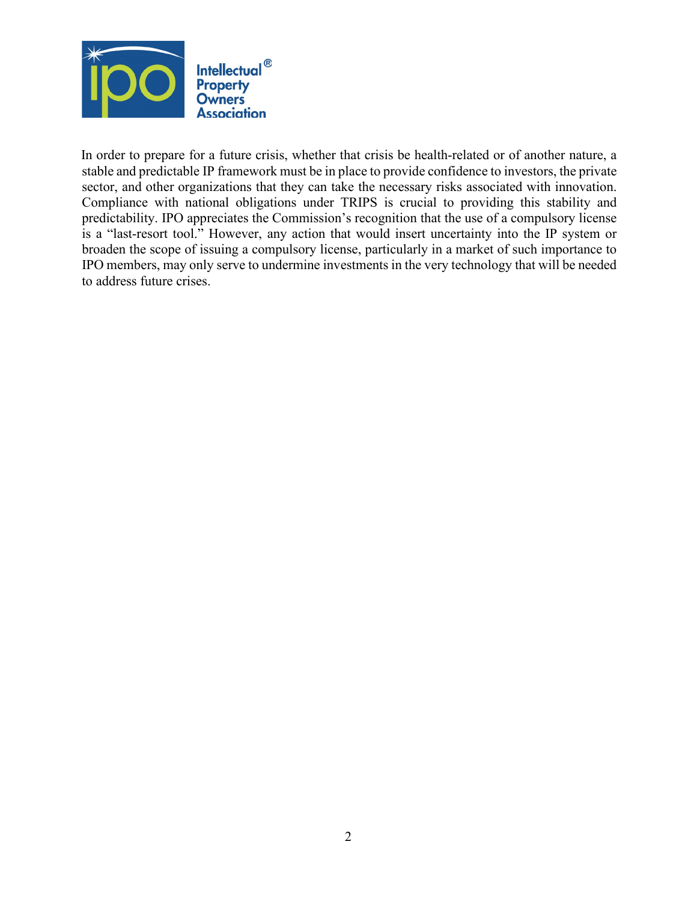In order to prepare for a future crisis, whether that crisis be health-related or of another nature, a stable and predictable IP framework must be in place to provide confidence to investors, the private sector, and other organizations that they can take the necessary risks associated with innovation. Compliance with national obligations under TRIPS is crucial to providing this stability and predictability. IPO appreciates the Commission's recognition that the use of a compulsory license is a "last-resort tool." However, any action that would insert uncertainty into the IP system or broaden the scope of issuing a compulsory license, particularly in a market of such importance to IPO members, may only serve to undermine investments in the very technology that will be needed to address future crises.